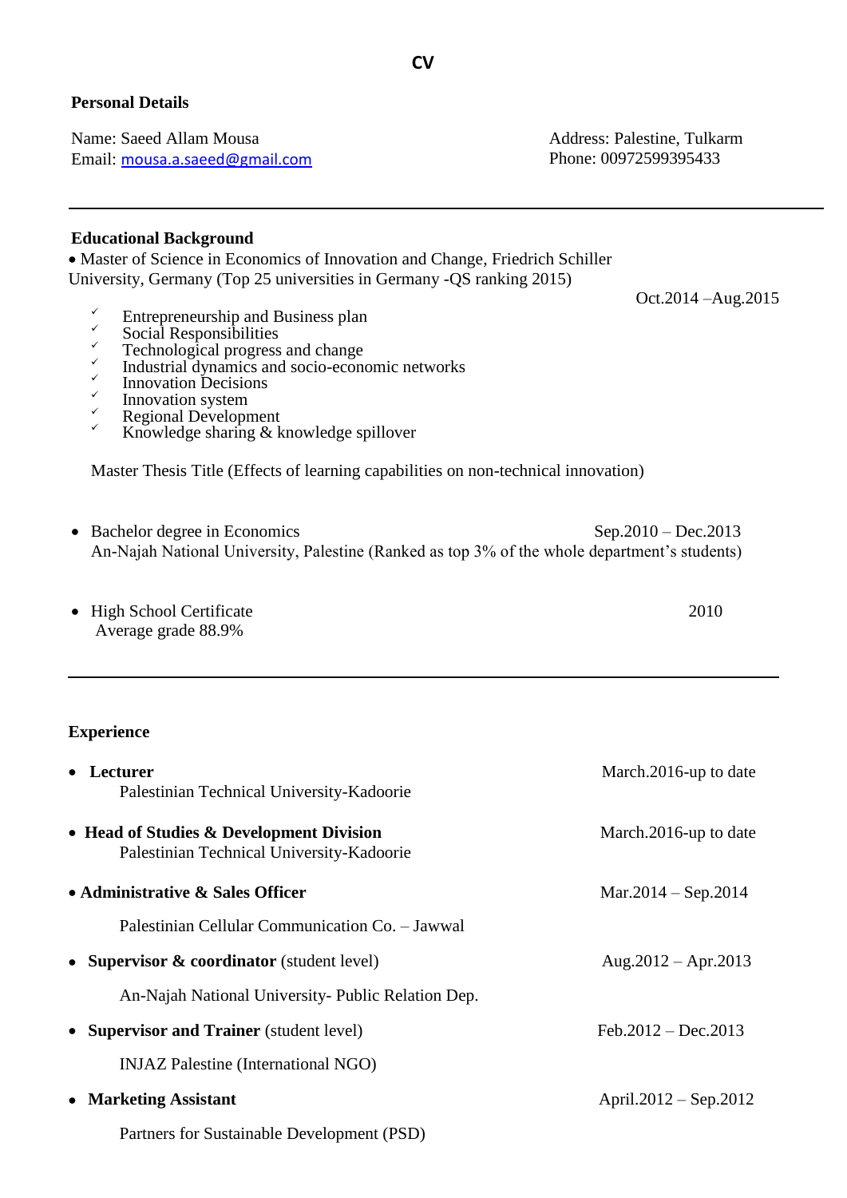# CV

## Personal Details

Name: Saeed Allam Mousa
Email: mousa.a.saeed@gmail.com

Address: Palestine, Tulkarm
Phone: 00972599395433

---

## Educational Background

- Master of Science in Economics of Innovation and Change, Friedrich Schiller University, Germany (Top 25 universities in Germany -QS ranking 2015) — Oct.2014 –Aug.2015
  - ✓ Entrepreneurship and Business plan
  - ✓ Social Responsibilities
  - ✓ Technological progress and change
  - ✓ Industrial dynamics and socio-economic networks
  - ✓ Innovation Decisions
  - ✓ Innovation system
  - ✓ Regional Development
  - ✓ Knowledge sharing & knowledge spillover

  Master Thesis Title (Effects of learning capabilities on non-technical innovation)

- Bachelor degree in Economics — Sep.2010 – Dec.2013
  An-Najah National University, Palestine (Ranked as top 3% of the whole department's students)

- High School Certificate — 2010
  Average grade 88.9%

---

## Experience

- **Lecturer** — March.2016-up to date
  Palestinian Technical University-Kadoorie

- **Head of Studies & Development Division** — March.2016-up to date
  Palestinian Technical University-Kadoorie

- **Administrative & Sales Officer** — Mar.2014 – Sep.2014
  Palestinian Cellular Communication Co. – Jawwal

- **Supervisor & coordinator** (student level) — Aug.2012 – Apr.2013
  An-Najah National University- Public Relation Dep.

- **Supervisor and Trainer** (student level) — Feb.2012 – Dec.2013
  INJAZ Palestine (International NGO)

- **Marketing Assistant** — April.2012 – Sep.2012
  Partners for Sustainable Development (PSD)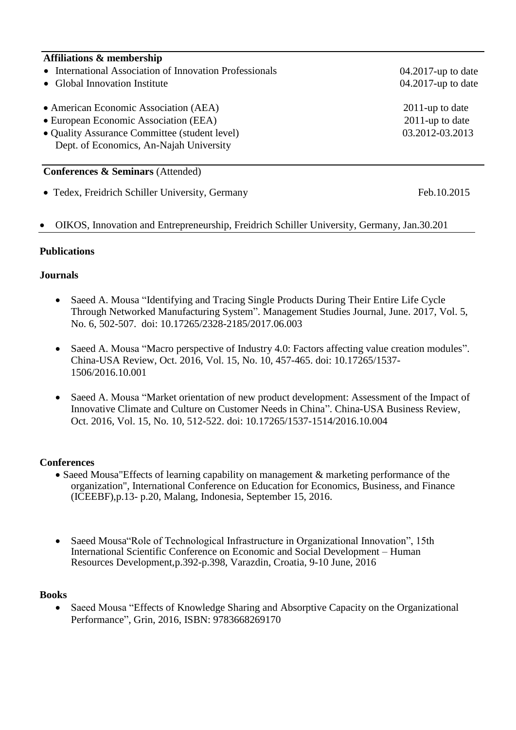## Affiliations & membership

- International Association of Innovation Professionals — 04.2017-up to date
- Global Innovation Institute — 04.2017-up to date

- American Economic Association (AEA) — 2011-up to date
- European Economic Association (EEA) — 2011-up to date
- Quality Assurance Committee (student level) — 03.2012-03.2013
  Dept. of Economics, An-Najah University

## Conferences & Seminars (Attended)

- Tedex, Freidrich Schiller University, Germany — Feb.10.2015

- OIKOS, Innovation and Entrepreneurship, Freidrich Schiller University, Germany, Jan.30.201

## Publications

### Journals

- Saeed A. Mousa "Identifying and Tracing Single Products During Their Entire Life Cycle Through Networked Manufacturing System". Management Studies Journal, June. 2017, Vol. 5, No. 6, 502-507. doi: 10.17265/2328-2185/2017.06.003

- Saeed A. Mousa "Macro perspective of Industry 4.0: Factors affecting value creation modules". China-USA Review, Oct. 2016, Vol. 15, No. 10, 457-465. doi: 10.17265/1537-1506/2016.10.001

- Saeed A. Mousa "Market orientation of new product development: Assessment of the Impact of Innovative Climate and Culture on Customer Needs in China". China-USA Business Review, Oct. 2016, Vol. 15, No. 10, 512-522. doi: 10.17265/1537-1514/2016.10.004

### Conferences

- Saeed Mousa"Effects of learning capability on management & marketing performance of the organization", International Conference on Education for Economics, Business, and Finance (ICEEBF),p.13- p.20, Malang, Indonesia, September 15, 2016.

- Saeed Mousa"Role of Technological Infrastructure in Organizational Innovation", 15th International Scientific Conference on Economic and Social Development – Human Resources Development,p.392-p.398, Varazdin, Croatia, 9-10 June, 2016

### Books

- Saeed Mousa "Effects of Knowledge Sharing and Absorptive Capacity on the Organizational Performance", Grin, 2016, ISBN: 9783668269170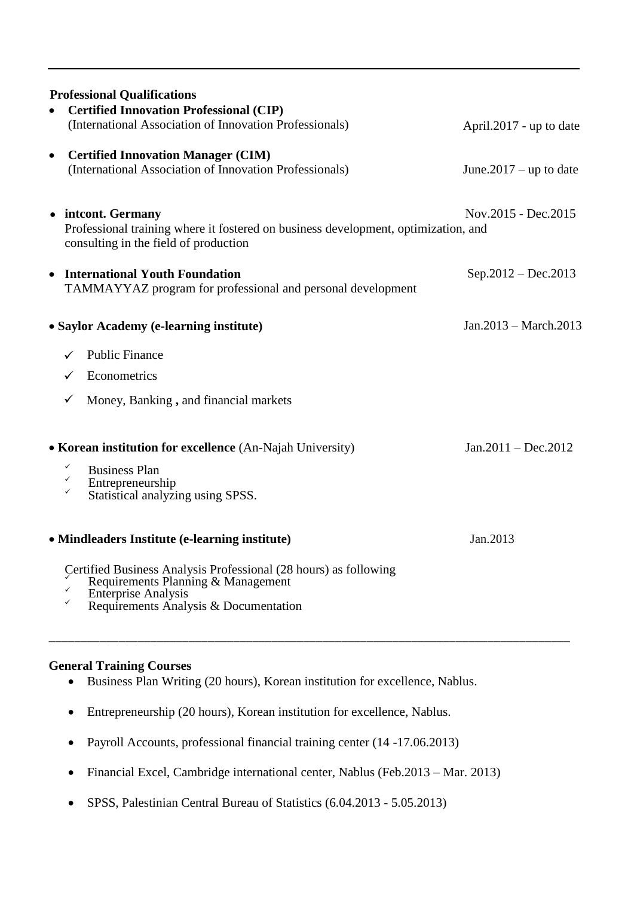---

**Professional Qualifications**

- **Certified Innovation Professional (CIP)**
  (International Association of Innovation Professionals) April.2017 - up to date

- **Certified Innovation Manager (CIM)**
  (International Association of Innovation Professionals) June.2017 – up to date

- **intcont. Germany** Nov.2015 - Dec.2015
  Professional training where it fostered on business development, optimization, and consulting in the field of production

- **International Youth Foundation** Sep.2012 – Dec.2013
  TAMMAYYAZ program for professional and personal development

- **Saylor Academy (e-learning institute)** Jan.2013 – March.2013
  - ✓ Public Finance
  - ✓ Econometrics
  - ✓ Money, Banking **,** and financial markets

- **Korean institution for excellence** (An-Najah University) Jan.2011 – Dec.2012
  - ✓ Business Plan
  - ✓ Entrepreneurship
  - ✓ Statistical analyzing using SPSS.

- **Mindleaders Institute (e-learning institute)** Jan.2013

  Certified Business Analysis Professional (28 hours) as following
  - ✓ Requirements Planning & Management
  - ✓ Enterprise Analysis
  - ✓ Requirements Analysis & Documentation

---

**General Training Courses**

- Business Plan Writing (20 hours), Korean institution for excellence, Nablus.
- Entrepreneurship (20 hours), Korean institution for excellence, Nablus.
- Payroll Accounts, professional financial training center (14 -17.06.2013)
- Financial Excel, Cambridge international center, Nablus (Feb.2013 – Mar. 2013)
- SPSS, Palestinian Central Bureau of Statistics (6.04.2013 - 5.05.2013)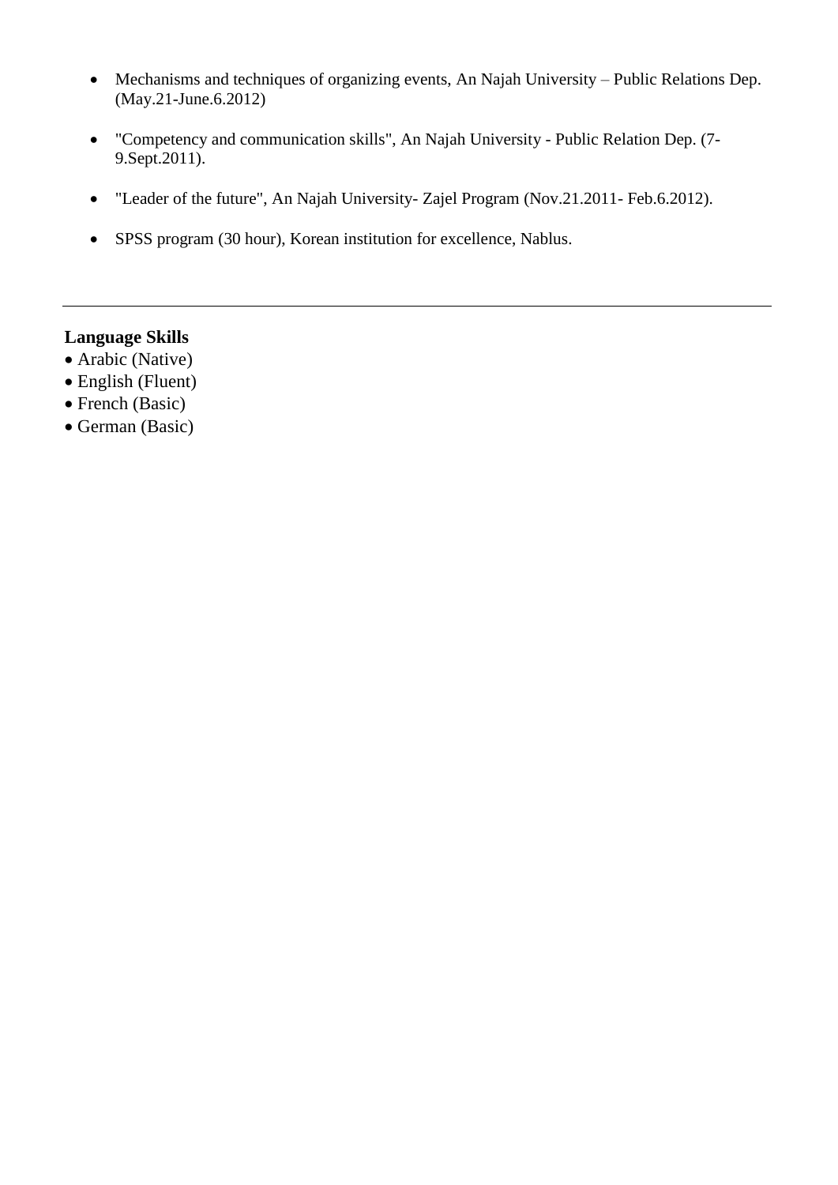- Mechanisms and techniques of organizing events, An Najah University – Public Relations Dep. (May.21-June.6.2012)
- "Competency and communication skills", An Najah University - Public Relation Dep. (7-9.Sept.2011).
- "Leader of the future", An Najah University- Zajel Program (Nov.21.2011- Feb.6.2012).
- SPSS program (30 hour), Korean institution for excellence, Nablus.

---

**Language Skills**

- Arabic (Native)
- English (Fluent)
- French (Basic)
- German (Basic)